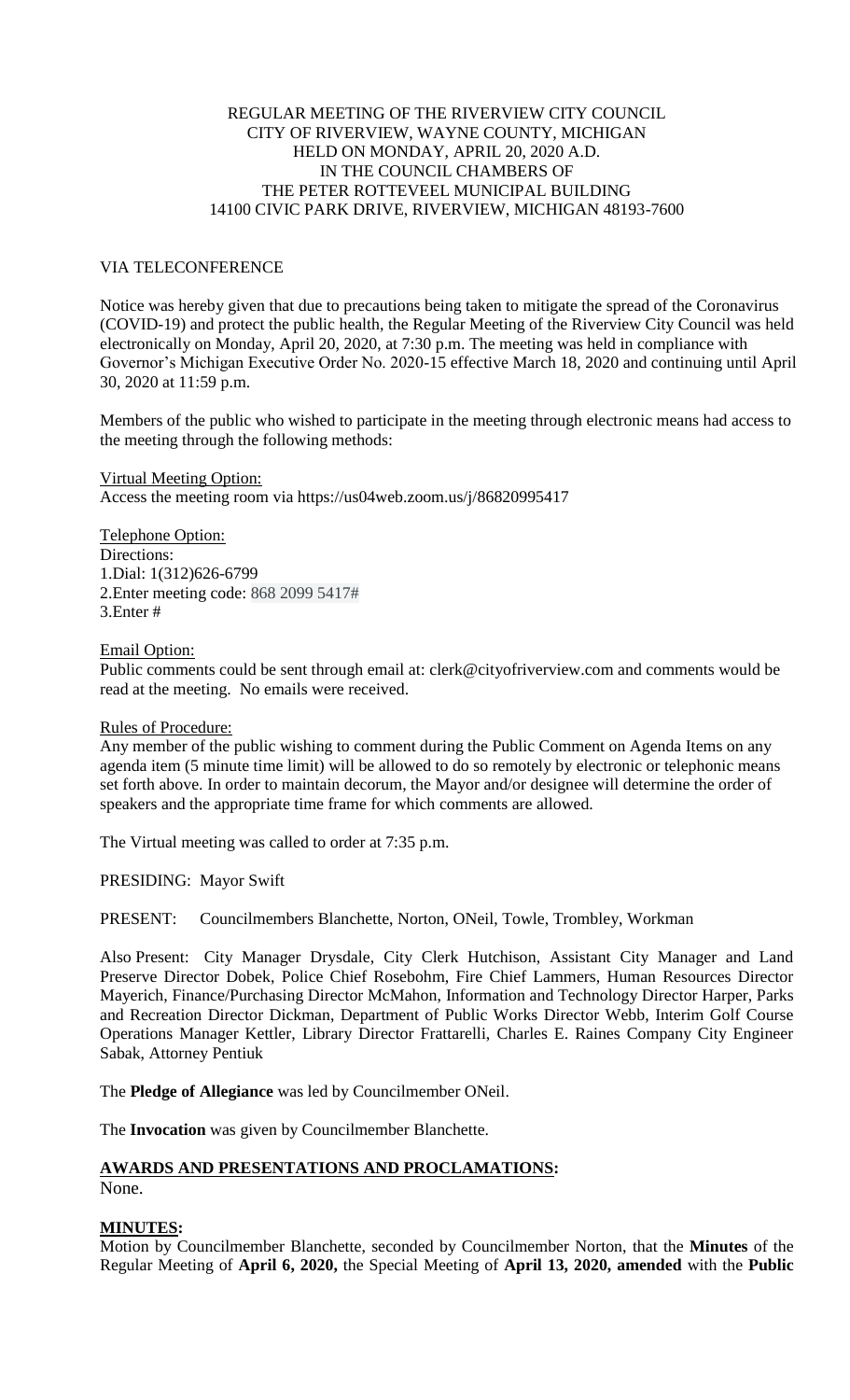REGULAR MEETING OF THE RIVERVIEW CITY COUNCIL
CITY OF RIVERVIEW, WAYNE COUNTY, MICHIGAN
HELD ON MONDAY, APRIL 20, 2020 A.D.
IN THE COUNCIL CHAMBERS OF
THE PETER ROTTEVEEL MUNICIPAL BUILDING
14100 CIVIC PARK DRIVE, RIVERVIEW, MICHIGAN 48193-7600

VIA TELECONFERENCE

Notice was hereby given that due to precautions being taken to mitigate the spread of the Coronavirus (COVID-19) and protect the public health, the Regular Meeting of the Riverview City Council was held electronically on Monday, April 20, 2020, at 7:30 p.m. The meeting was held in compliance with Governor's Michigan Executive Order No. 2020-15 effective March 18, 2020 and continuing until April 30, 2020 at 11:59 p.m.

Members of the public who wished to participate in the meeting through electronic means had access to the meeting through the following methods:

Virtual Meeting Option:
Access the meeting room via https://us04web.zoom.us/j/86820995417

Telephone Option:
Directions:
1.Dial: 1(312)626-6799
2.Enter meeting code: 868 2099 5417#
3.Enter #

Email Option:
Public comments could be sent through email at: clerk@cityofriverview.com and comments would be read at the meeting. No emails were received.

Rules of Procedure:
Any member of the public wishing to comment during the Public Comment on Agenda Items on any agenda item (5 minute time limit) will be allowed to do so remotely by electronic or telephonic means set forth above. In order to maintain decorum, the Mayor and/or designee will determine the order of speakers and the appropriate time frame for which comments are allowed.

The Virtual meeting was called to order at 7:35 p.m.

PRESIDING: Mayor Swift

PRESENT: Councilmembers Blanchette, Norton, ONeil, Towle, Trombley, Workman

Also Present: City Manager Drysdale, City Clerk Hutchison, Assistant City Manager and Land Preserve Director Dobek, Police Chief Rosebohm, Fire Chief Lammers, Human Resources Director Mayerich, Finance/Purchasing Director McMahon, Information and Technology Director Harper, Parks and Recreation Director Dickman, Department of Public Works Director Webb, Interim Golf Course Operations Manager Kettler, Library Director Frattarelli, Charles E. Raines Company City Engineer Sabak, Attorney Pentiuk

The **Pledge of Allegiance** was led by Councilmember ONeil.

The **Invocation** was given by Councilmember Blanchette.

**AWARDS AND PRESENTATIONS AND PROCLAMATIONS:**
None.

**MINUTES:**
Motion by Councilmember Blanchette, seconded by Councilmember Norton, that the **Minutes** of the Regular Meeting of **April 6, 2020,** the Special Meeting of **April 13, 2020, amended** with the **Public**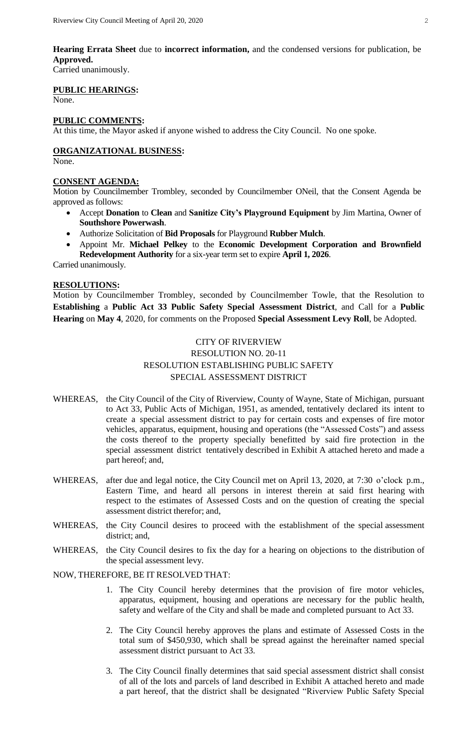**Hearing Errata Sheet** due to **incorrect information,** and the condensed versions for publication, be **Approved.**
Carried unanimously.

**PUBLIC HEARINGS:**
None.

**PUBLIC COMMENTS:**
At this time, the Mayor asked if anyone wished to address the City Council. No one spoke.

**ORGANIZATIONAL BUSINESS:**
None.

**CONSENT AGENDA:**
Motion by Councilmember Trombley, seconded by Councilmember ONeil, that the Consent Agenda be approved as follows:

- Accept **Donation** to **Clean** and **Sanitize City's Playground Equipment** by Jim Martina, Owner of **Southshore Powerwash**.
- Authorize Solicitation of **Bid Proposals** for Playground **Rubber Mulch**.
- Appoint Mr. **Michael Pelkey** to the **Economic Development Corporation and Brownfield Redevelopment Authority** for a six-year term set to expire **April 1, 2026**.

Carried unanimously.

**RESOLUTIONS:**
Motion by Councilmember Trombley, seconded by Councilmember Towle, that the Resolution to **Establishing** a **Public Act 33 Public Safety Special Assessment District**, and Call for a **Public Hearing** on **May 4**, 2020, for comments on the Proposed **Special Assessment Levy Roll**, be Adopted.

CITY OF RIVERVIEW
RESOLUTION NO. 20-11
RESOLUTION ESTABLISHING PUBLIC SAFETY
SPECIAL ASSESSMENT DISTRICT

WHEREAS, the City Council of the City of Riverview, County of Wayne, State of Michigan, pursuant to Act 33, Public Acts of Michigan, 1951, as amended, tentatively declared its intent to create a special assessment district to pay for certain costs and expenses of fire motor vehicles, apparatus, equipment, housing and operations (the "Assessed Costs") and assess the costs thereof to the property specially benefitted by said fire protection in the special assessment district tentatively described in Exhibit A attached hereto and made a part hereof; and,

WHEREAS, after due and legal notice, the City Council met on April 13, 2020, at 7:30 o'clock p.m., Eastern Time, and heard all persons in interest therein at said first hearing with respect to the estimates of Assessed Costs and on the question of creating the special assessment district therefor; and,

WHEREAS, the City Council desires to proceed with the establishment of the special assessment district; and,

WHEREAS, the City Council desires to fix the day for a hearing on objections to the distribution of the special assessment levy.

NOW, THEREFORE, BE IT RESOLVED THAT:

1. The City Council hereby determines that the provision of fire motor vehicles, apparatus, equipment, housing and operations are necessary for the public health, safety and welfare of the City and shall be made and completed pursuant to Act 33.

2. The City Council hereby approves the plans and estimate of Assessed Costs in the total sum of $450,930, which shall be spread against the hereinafter named special assessment district pursuant to Act 33.

3. The City Council finally determines that said special assessment district shall consist of all of the lots and parcels of land described in Exhibit A attached hereto and made a part hereof, that the district shall be designated "Riverview Public Safety Special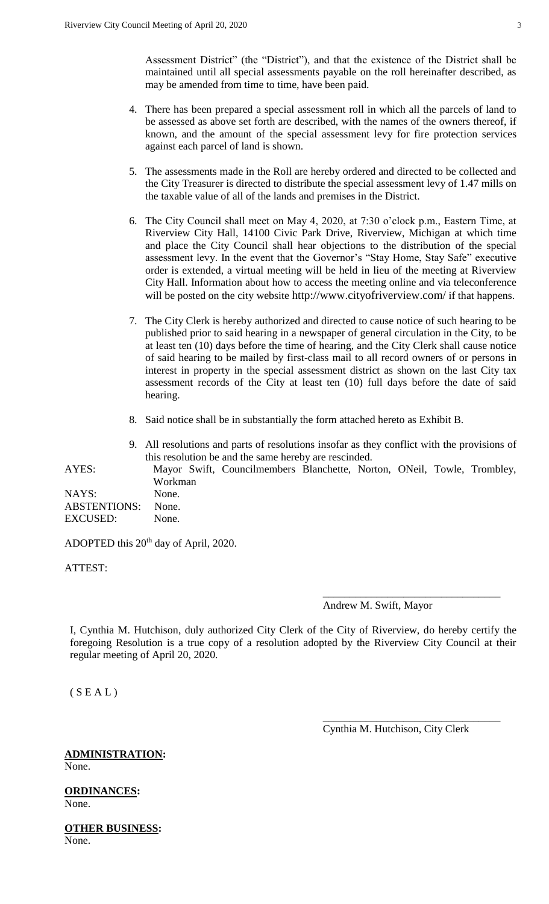Assessment District" (the "District"), and that the existence of the District shall be maintained until all special assessments payable on the roll hereinafter described, as may be amended from time to time, have been paid.

4. There has been prepared a special assessment roll in which all the parcels of land to be assessed as above set forth are described, with the names of the owners thereof, if known, and the amount of the special assessment levy for fire protection services against each parcel of land is shown.

5. The assessments made in the Roll are hereby ordered and directed to be collected and the City Treasurer is directed to distribute the special assessment levy of 1.47 mills on the taxable value of all of the lands and premises in the District.

6. The City Council shall meet on May 4, 2020, at 7:30 o'clock p.m., Eastern Time, at Riverview City Hall, 14100 Civic Park Drive, Riverview, Michigan at which time and place the City Council shall hear objections to the distribution of the special assessment levy. In the event that the Governor's "Stay Home, Stay Safe" executive order is extended, a virtual meeting will be held in lieu of the meeting at Riverview City Hall. Information about how to access the meeting online and via teleconference will be posted on the city website http://www.cityofriverview.com/ if that happens.

7. The City Clerk is hereby authorized and directed to cause notice of such hearing to be published prior to said hearing in a newspaper of general circulation in the City, to be at least ten (10) days before the time of hearing, and the City Clerk shall cause notice of said hearing to be mailed by first-class mail to all record owners of or persons in interest in property in the special assessment district as shown on the last City tax assessment records of the City at least ten (10) full days before the date of said hearing.

8. Said notice shall be in substantially the form attached hereto as Exhibit B.

9. All resolutions and parts of resolutions insofar as they conflict with the provisions of this resolution be and the same hereby are rescinded.

AYES: Mayor Swift, Councilmembers Blanchette, Norton, ONeil, Towle, Trombley, Workman
NAYS: None.
ABSTENTIONS: None.
EXCUSED: None.

ADOPTED this 20th day of April, 2020.

ATTEST:

\_\_\_\_\_\_\_\_\_\_\_\_\_\_\_\_\_\_\_\_\_\_\_\_\_\_\_\_\_\_\_\_\_\_
Andrew M. Swift, Mayor

I, Cynthia M. Hutchison, duly authorized City Clerk of the City of Riverview, do hereby certify the foregoing Resolution is a true copy of a resolution adopted by the Riverview City Council at their regular meeting of April 20, 2020.

( S E A L )

\_\_\_\_\_\_\_\_\_\_\_\_\_\_\_\_\_\_\_\_\_\_\_\_\_\_\_\_\_\_\_\_\_\_
Cynthia M. Hutchison, City Clerk

**ADMINISTRATION:**
None.

**ORDINANCES:**
None.

**OTHER BUSINESS:**
None.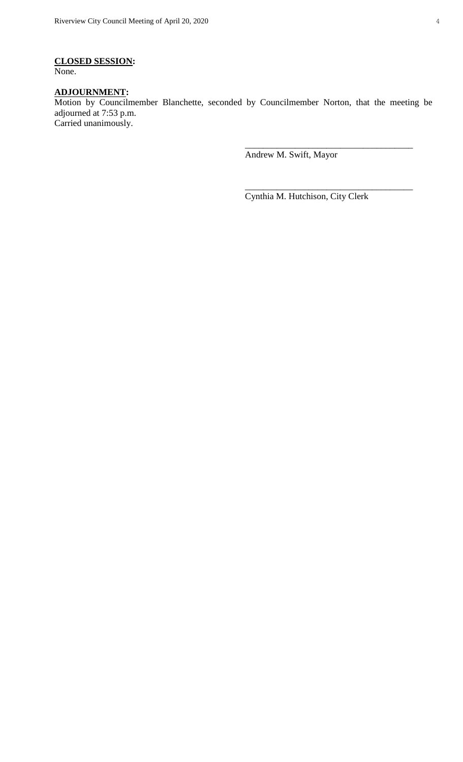**CLOSED SESSION:**
None.

**ADJOURNMENT:**
Motion by Councilmember Blanchette, seconded by Councilmember Norton, that the meeting be adjourned at 7:53 p.m.
Carried unanimously.

_____________________________________
Andrew M. Swift, Mayor

_____________________________________
Cynthia M. Hutchison, City Clerk